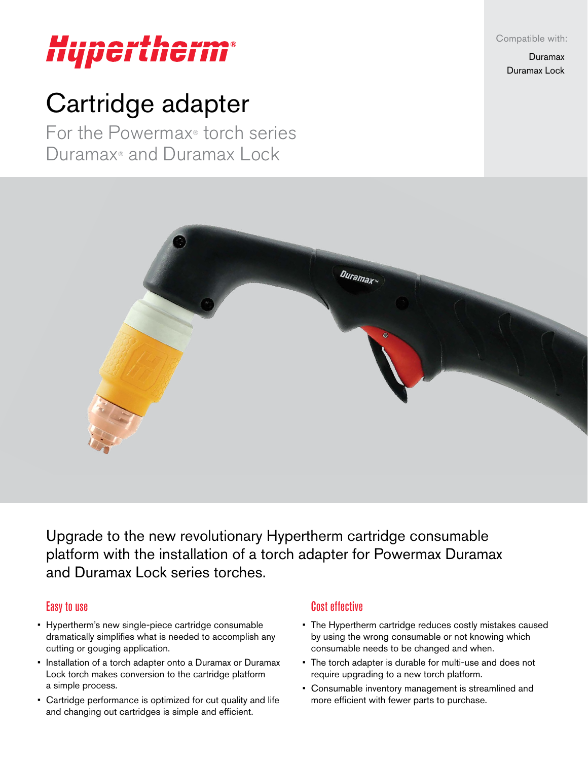Hypertherm®

Compatible with:

Duramax
Duramax Lock

# Cartridge adapter

## For the Powermax® torch series Duramax® and Duramax Lock

Upgrade to the new revolutionary Hypertherm cartridge consumable platform with the installation of a torch adapter for Powermax Duramax and Duramax Lock series torches.

### Easy to use

- Hypertherm's new single-piece cartridge consumable dramatically simplifies what is needed to accomplish any cutting or gouging application.
- Installation of a torch adapter onto a Duramax or Duramax Lock torch makes conversion to the cartridge platform a simple process.
- Cartridge performance is optimized for cut quality and life and changing out cartridges is simple and efficient.

### Cost effective

- The Hypertherm cartridge reduces costly mistakes caused by using the wrong consumable or not knowing which consumable needs to be changed and when.
- The torch adapter is durable for multi-use and does not require upgrading to a new torch platform.
- Consumable inventory management is streamlined and more efficient with fewer parts to purchase.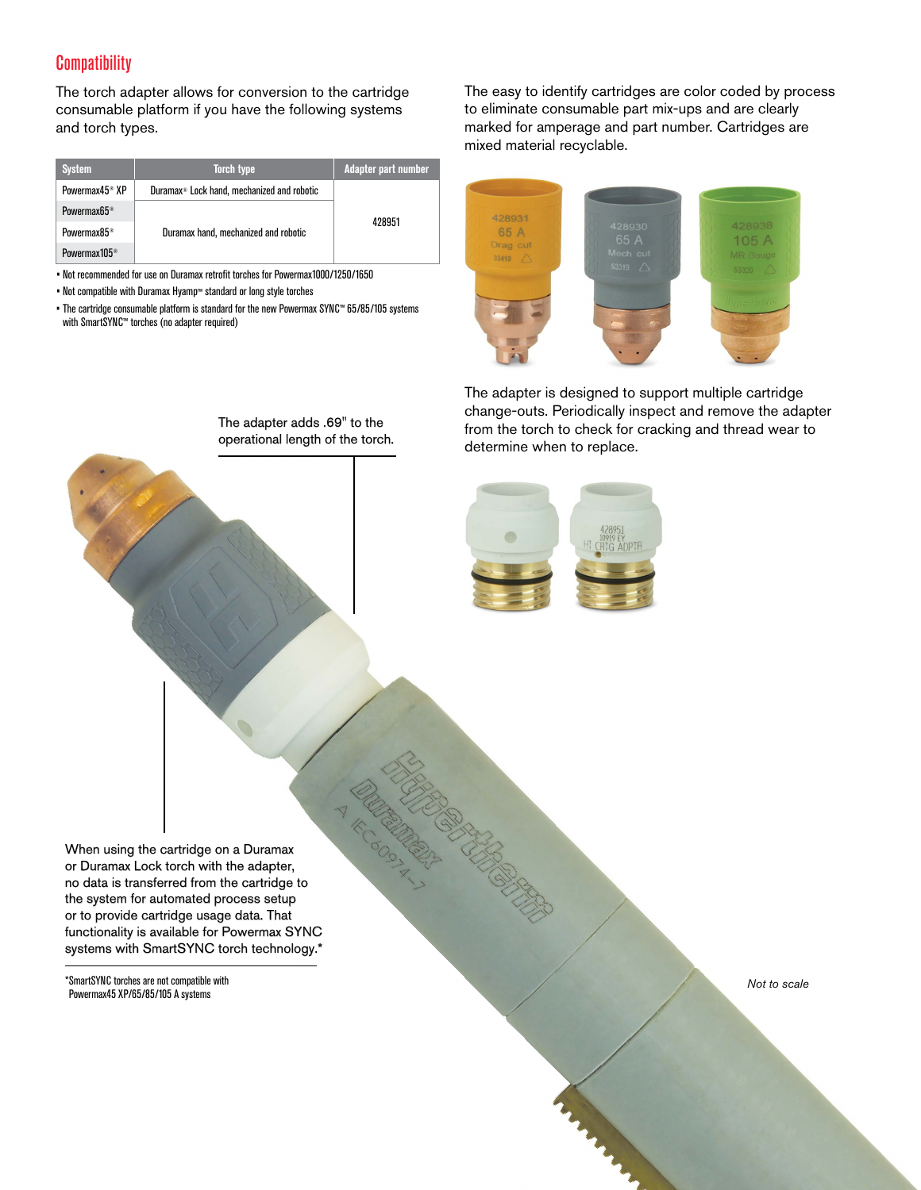## Compatibility

The torch adapter allows for conversion to the cartridge consumable platform if you have the following systems and torch types.

| System | Torch type | Adapter part number |
|---|---|---|
| Powermax45® XP | Duramax® Lock hand, mechanized and robotic | 428951 |
| Powermax65® | Duramax hand, mechanized and robotic | |
| Powermax85® | | |
| Powermax105® | | |

- Not recommended for use on Duramax retrofit torches for Powermax1000/1250/1650
- Not compatible with Duramax Hyamp™ standard or long style torches
- The cartridge consumable platform is standard for the new Powermax SYNC™ 65/85/105 systems with SmartSYNC™ torches (no adapter required)

The easy to identify cartridges are color coded by process to eliminate consumable part mix-ups and are clearly marked for amperage and part number. Cartridges are mixed material recyclable.

The adapter is designed to support multiple cartridge change-outs. Periodically inspect and remove the adapter from the torch to check for cracking and thread wear to determine when to replace.

The adapter adds .69" to the operational length of the torch.

When using the cartridge on a Duramax or Duramax Lock torch with the adapter, no data is transferred from the cartridge to the system for automated process setup or to provide cartridge usage data. That functionality is available for Powermax SYNC systems with SmartSYNC torch technology.*

*SmartSYNC torches are not compatible with Powermax45 XP/65/85/105 A systems

*Not to scale*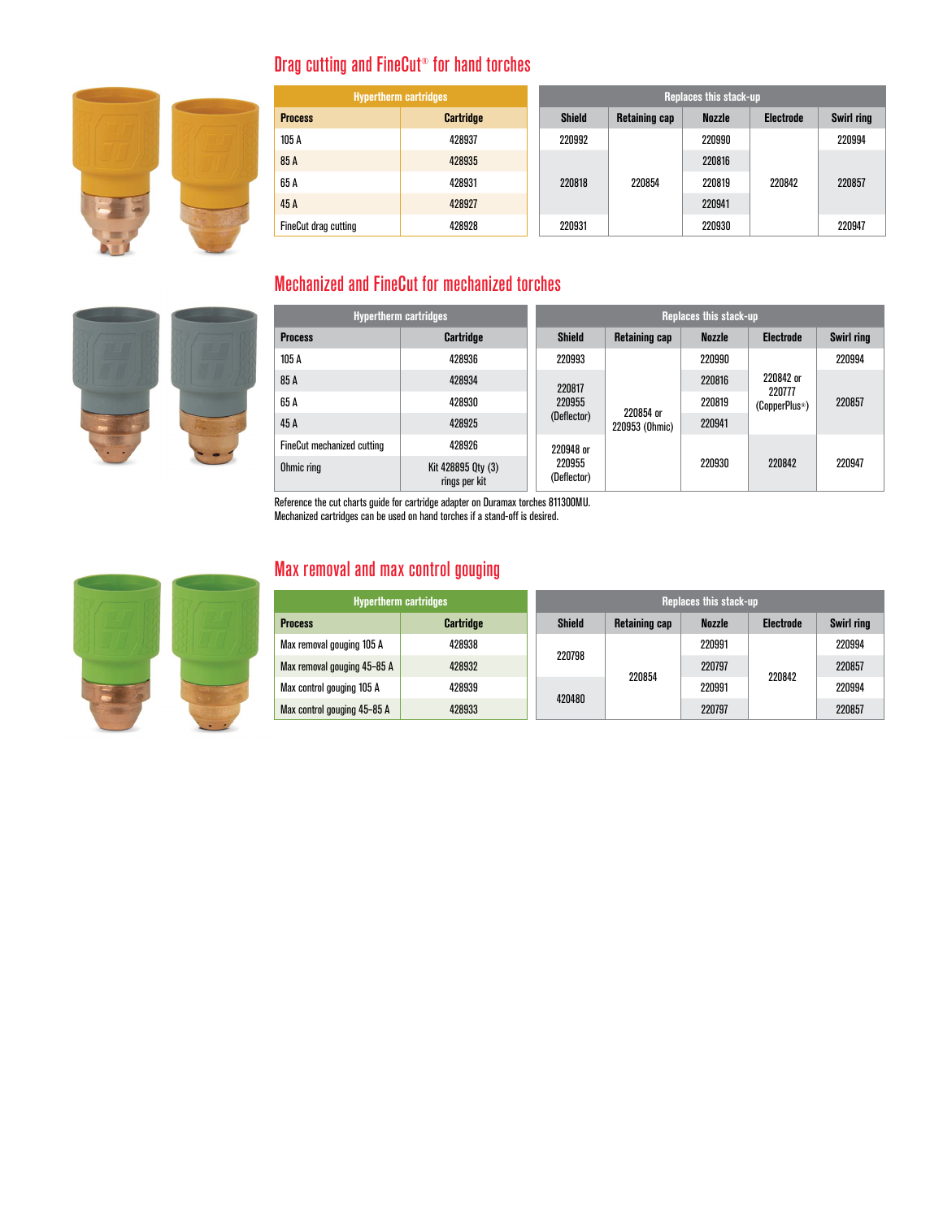## Drag cutting and FineCut® for hand torches

| Hyperthermcartridges | | Replaces this stack-up | | | | |
|---|---|---|---|---|---|---|
| **Process** | **Cartridge** | **Shield** | **Retaining cap** | **Nozzle** | **Electrode** | **Swirl ring** |
| 105 A | 428937 | 220992 | 220854 | 220990 | 220842 | 220994 |
| 85 A | 428935 | 220818 | | 220816 | | 220857 |
| 65 A | 428931 | | | 220819 | | |
| 45 A | 428927 | | | 220941 | | |
| FineCut drag cutting | 428928 | 220931 | | 220930 | | 220947 |

## Mechanized and FineCut for mechanized torches

| Hypertherm cartridges | | Replaces this stack-up | | | | |
|---|---|---|---|---|---|---|
| **Process** | **Cartridge** | **Shield** | **Retaining cap** | **Nozzle** | **Electrode** | **Swirl ring** |
| 105 A | 428936 | 220993 | 220854 or 220953 (Ohmic) | 220990 | 220842 or 220777 (CopperPlus®) | 220994 |
| 85 A | 428934 | 220817 220955 (Deflector) | | 220816 | | 220857 |
| 65 A | 428930 | | | 220819 | | |
| 45 A | 428925 | | | 220941 | | |
| FineCut mechanized cutting | 428926 | 220948 or 220955 (Deflector) | | 220930 | 220842 | 220947 |
| Ohmic ring | Kit 428895 Qty (3) rings per kit | | | | | |

Reference the cut charts guide for cartridge adapter on Duramax torches 811300MU.
Mechanized cartridges can be used on hand torches if a stand-off is desired.

## Max removal and max control gouging

| Hypertherm cartridges | | Replaces this stack-up | | | | |
|---|---|---|---|---|---|---|
| **Process** | **Cartridge** | **Shield** | **Retaining cap** | **Nozzle** | **Electrode** | **Swirl ring** |
| Max removal gouging 105 A | 428938 | 220798 | 220854 | 220991 | 220842 | 220994 |
| Max removal gouging 45–85 A | 428932 | | | 220797 | | 220857 |
| Max control gouging 105 A | 428939 | 420480 | | 220991 | | 220994 |
| Max control gouging 45–85 A | 428933 | | | 220797 | | 220857 |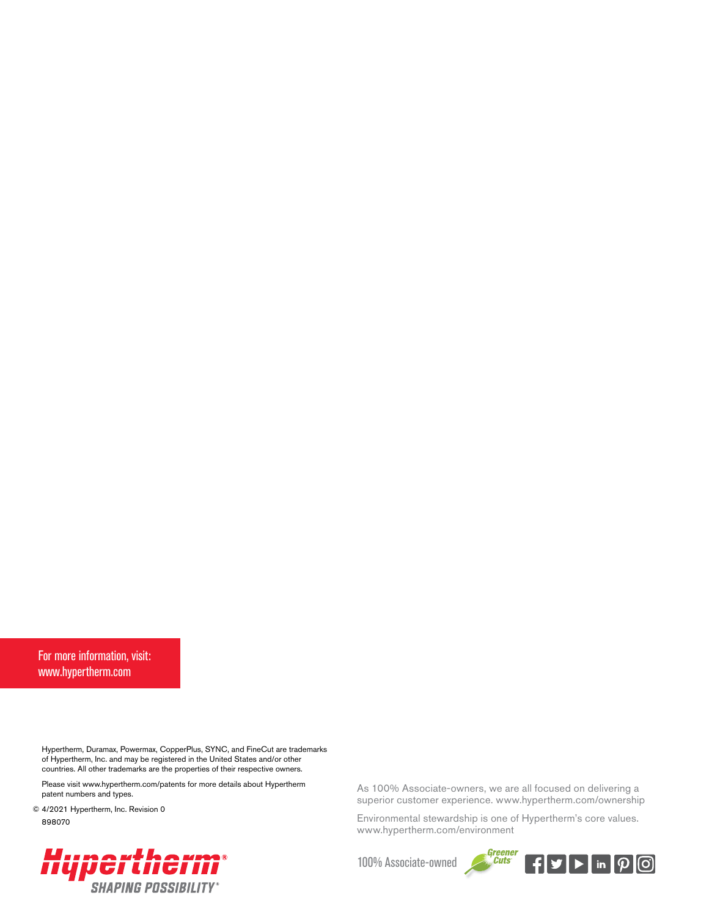For more information, visit:
www.hypertherm.com

Hypertherm, Duramax, Powermax, CopperPlus, SYNC, and FineCut are trademarks of Hypertherm, Inc. and may be registered in the United States and/or other countries. All other trademarks are the properties of their respective owners.

Please visit www.hypertherm.com/patents for more details about Hypertherm patent numbers and types.

© 4/2021 Hypertherm, Inc. Revision 0

898070

Hypertherm®
SHAPING POSSIBILITY®

As 100% Associate-owners, we are all focused on delivering a superior customer experience. www.hypertherm.com/ownership

Environmental stewardship is one of Hypertherm's core values. www.hypertherm.com/environment

100% Associate-owned

Greener Cuts